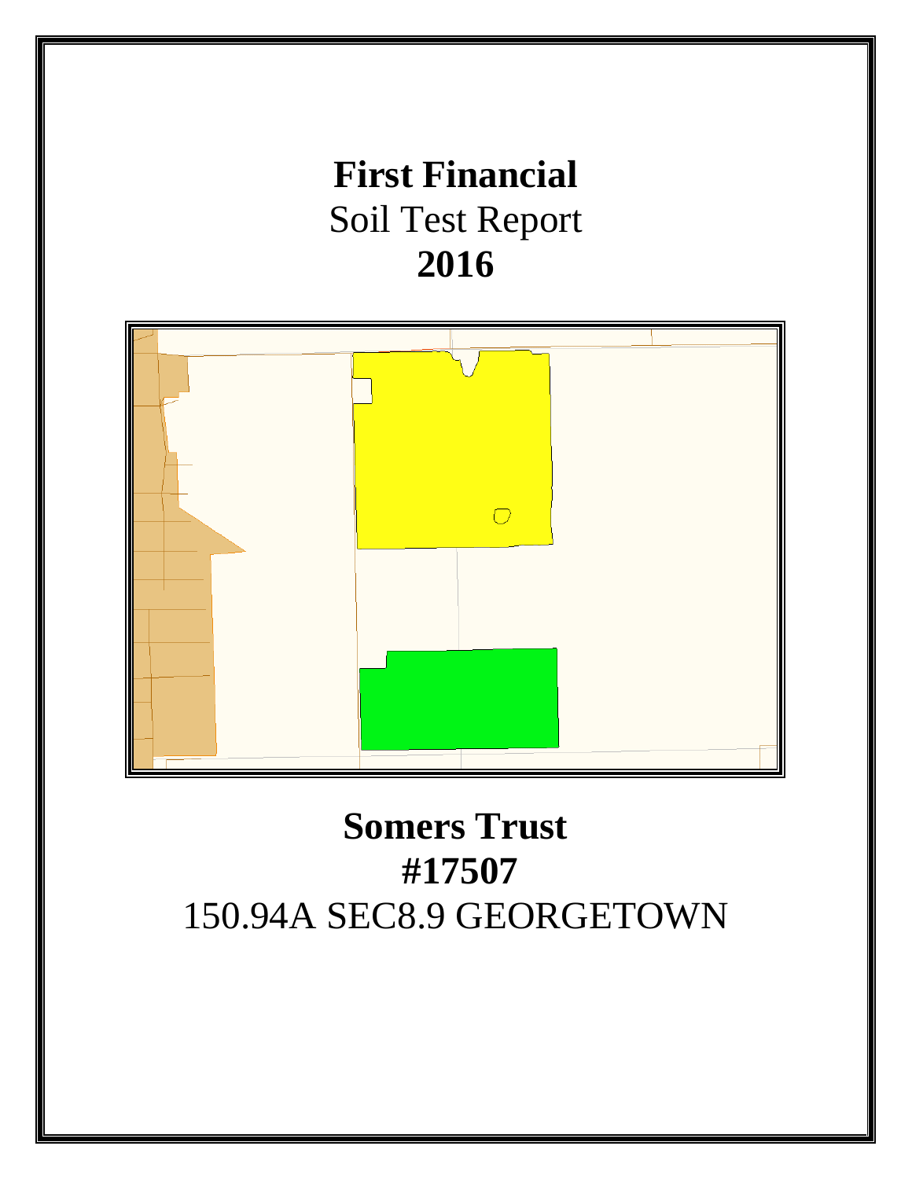# First Financial

Soil Test Report

**2016**

**Somers Trust**

**#17507**

150.94A SEC8.9 GEORGETOWN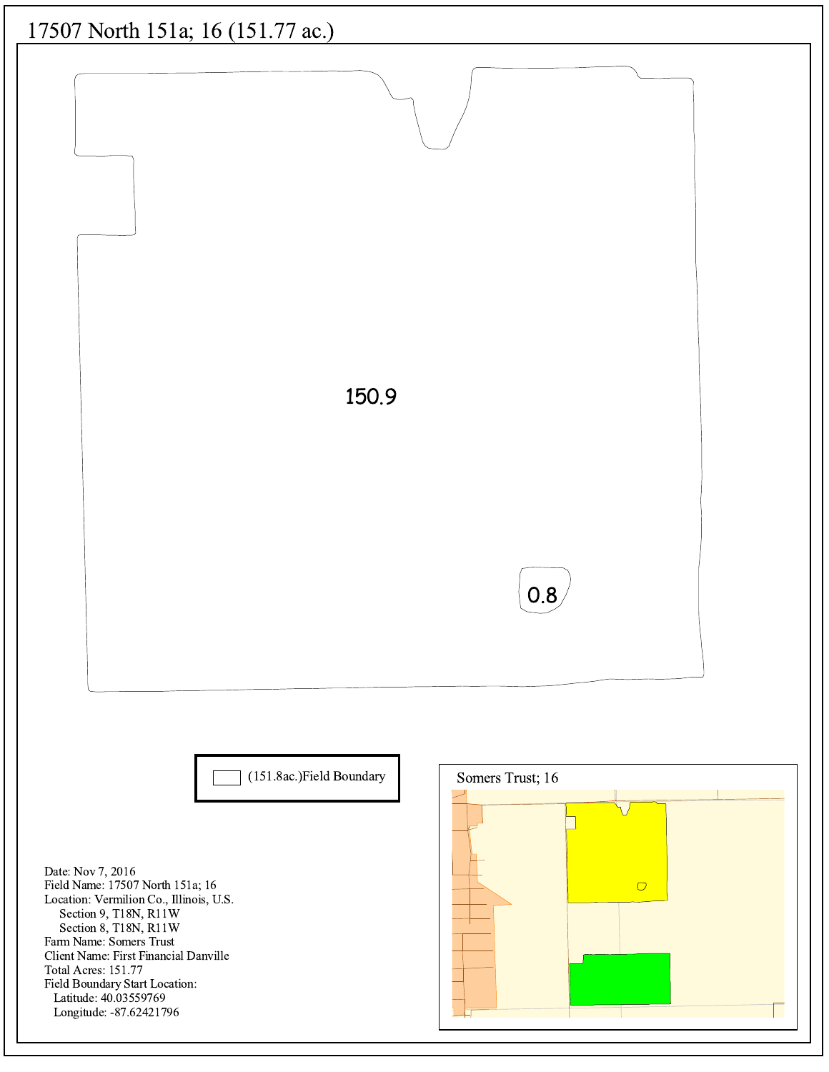# 17507 North 151a; 16 (151.77 ac.)

150.9

0.8

(151.8ac.)Field Boundary

Somers Trust; 16

Date: Nov 7, 2016
Field Name: 17507 North 151a; 16
Location: Vermilion Co., Illinois, U.S.
Section 9, T18N, R11W
Section 8, T18N, R11W
Farm Name: Somers Trust
Client Name: First Financial Danville
Total Acres: 151.77
Field Boundary Start Location:
Latitude: 40.03559769
Longitude: -87.62421796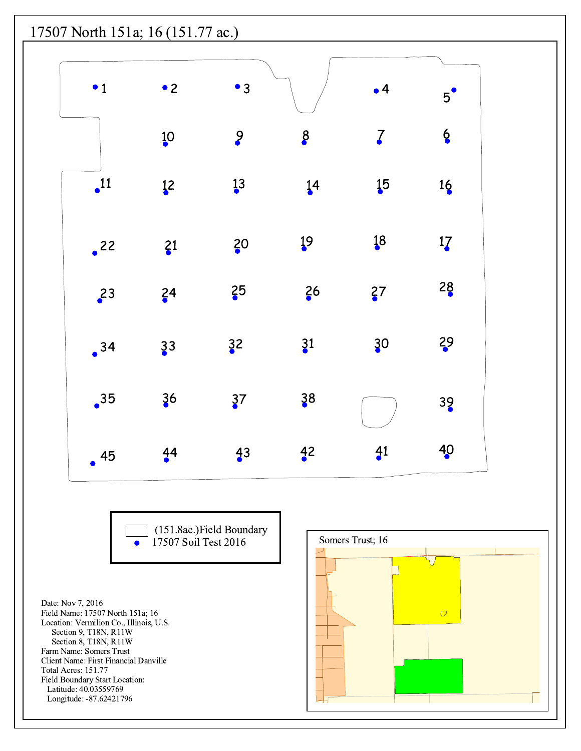# 17507 North 151a; 16 (151.77 ac.)

1 2 3 4 5

10 9 8 7 6

11 12 13 14 15 16

22 21 20 19 18 17

23 24 25 26 27 28

34 33 32 31 30 29

35 36 37 38 39

45 44 43 42 41 40

(151.8ac.)Field Boundary

17507 Soil Test 2016

Somers Trust; 16

Date: Nov 7, 2016
Field Name: 17507 North 151a; 16
Location: Vermilion Co., Illinois, U.S.
Section 9, T18N, R11W
Section 8, T18N, R11W
Farm Name: Somers Trust
Client Name: First Financial Danville
Total Acres: 151.77
Field Boundary Start Location:
Latitude: 40.03559769
Longitude: -87.62421796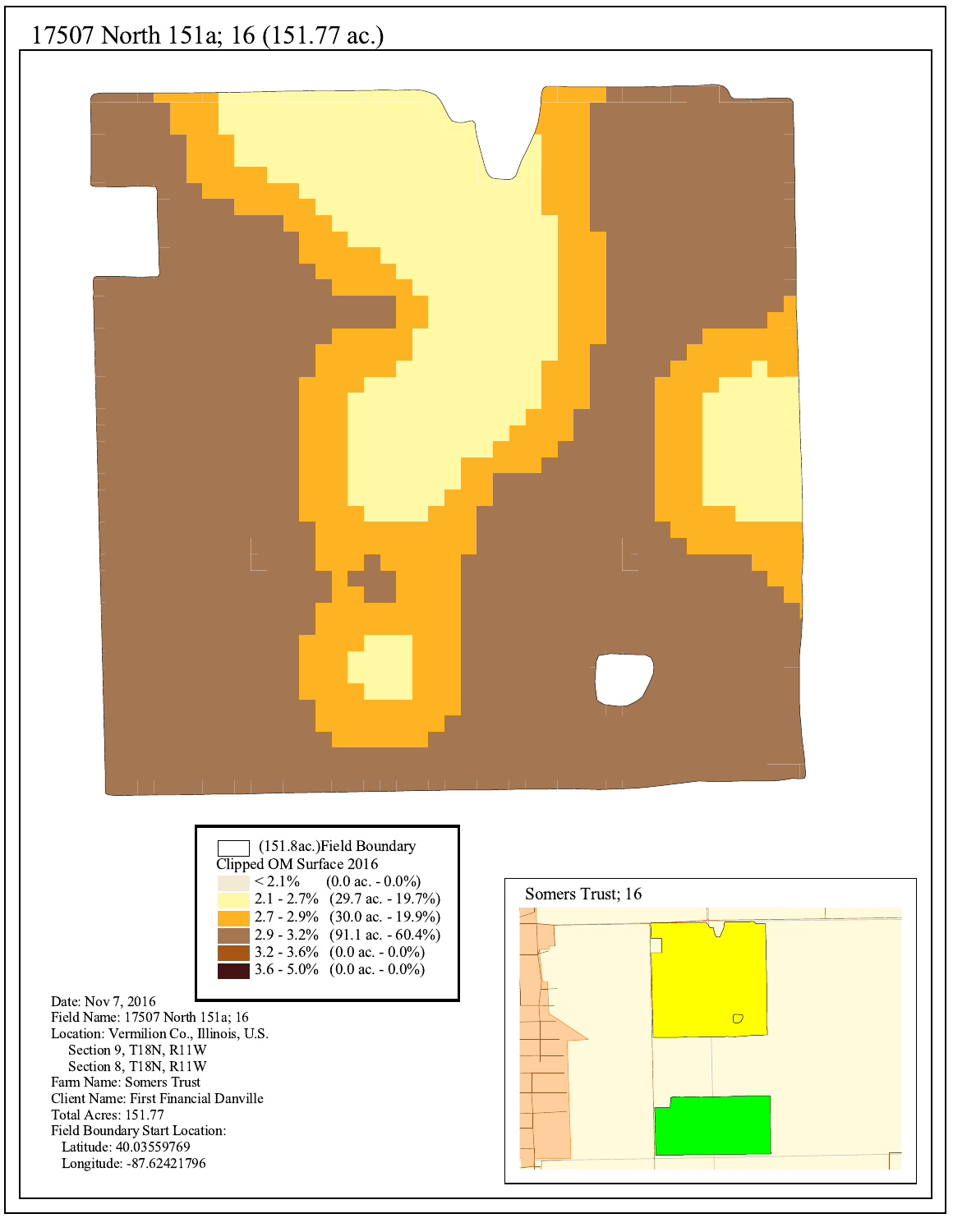# 17507 North 151a; 16 (151.77 ac.)

| (151.8ac.)Field Boundary | |
|---|---|
| **Clipped OM Surface 2016** | |
| < 2.1% | (0.0 ac. - 0.0%) |
| 2.1 - 2.7% | (29.7 ac. - 19.7%) |
| 2.7 - 2.9% | (30.0 ac. - 19.9%) |
| 2.9 - 3.2% | (91.1 ac. - 60.4%) |
| 3.2 - 3.6% | (0.0 ac. - 0.0%) |
| 3.6 - 5.0% | (0.0 ac. - 0.0%) |

Somers Trust; 16

Date: Nov 7, 2016
Field Name: 17507 North 151a; 16
Location: Vermilion Co., Illinois, U.S.
Section 9, T18N, R11W
Section 8, T18N, R11W
Farm Name: Somers Trust
Client Name: First Financial Danville
Total Acres: 151.77
Field Boundary Start Location:
Latitude: 40.03559769
Longitude: -87.62421796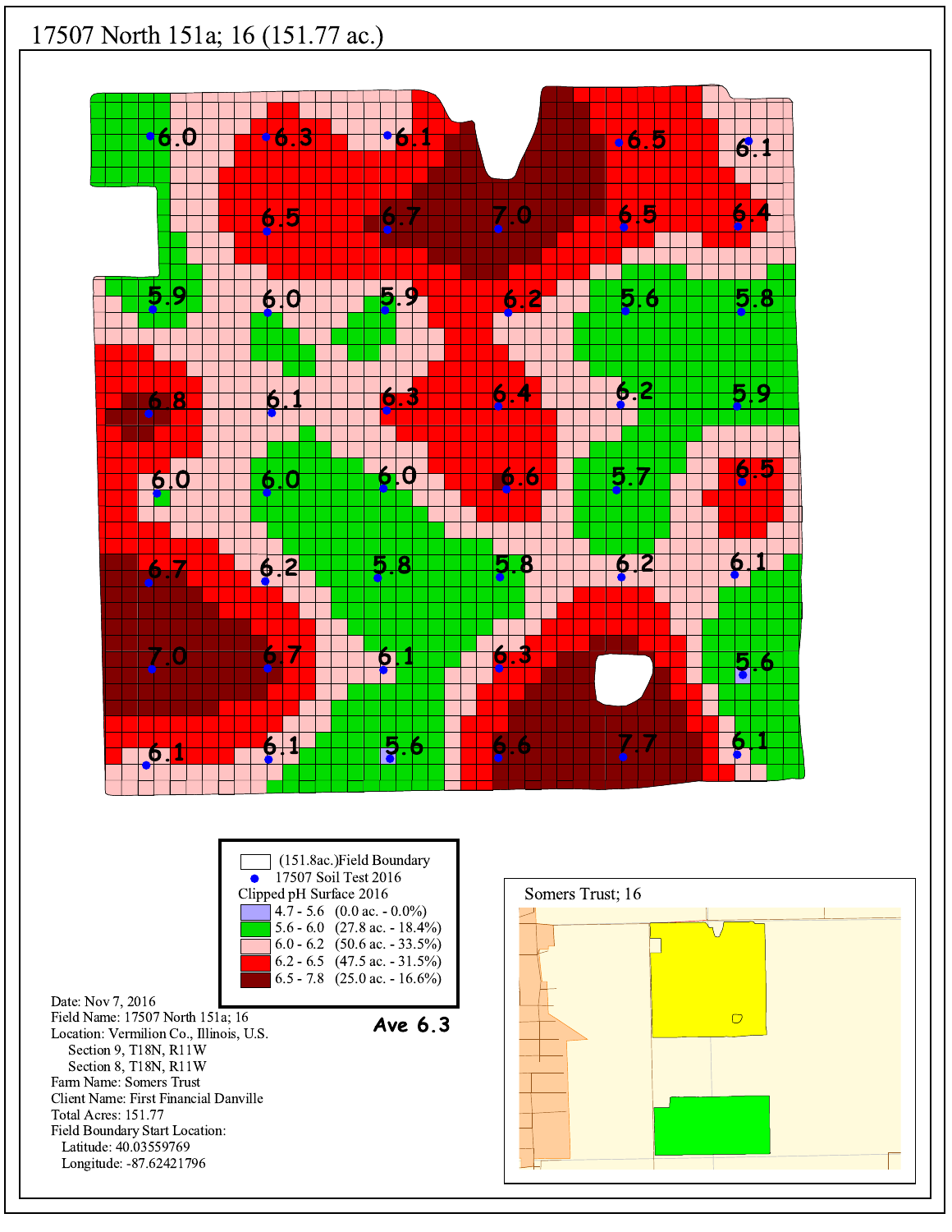# 17507 North 151a; 16 (151.77 ac.)

| | |
|---|---|
| | (151.8ac.)Field Boundary |
| | 17507 Soil Test 2016 |
| Clipped pH Surface 2016 | |
| 4.7 - 5.6 | (0.0 ac. - 0.0%) |
| 5.6 - 6.0 | (27.8 ac. - 18.4%) |
| 6.0 - 6.2 | (50.6 ac. - 33.5%) |
| 6.2 - 6.5 | (47.5 ac. - 31.5%) |
| 6.5 - 7.8 | (25.0 ac. - 16.6%) |

**Ave 6.3**

Date: Nov 7, 2016
Field Name: 17507 North 151a; 16
Location: Vermilion Co., Illinois, U.S.
Section 9, T18N, R11W
Section 8, T18N, R11W
Farm Name: Somers Trust
Client Name: First Financial Danville
Total Acres: 151.77
Field Boundary Start Location:
Latitude: 40.03559769
Longitude: -87.62421796

Somers Trust; 16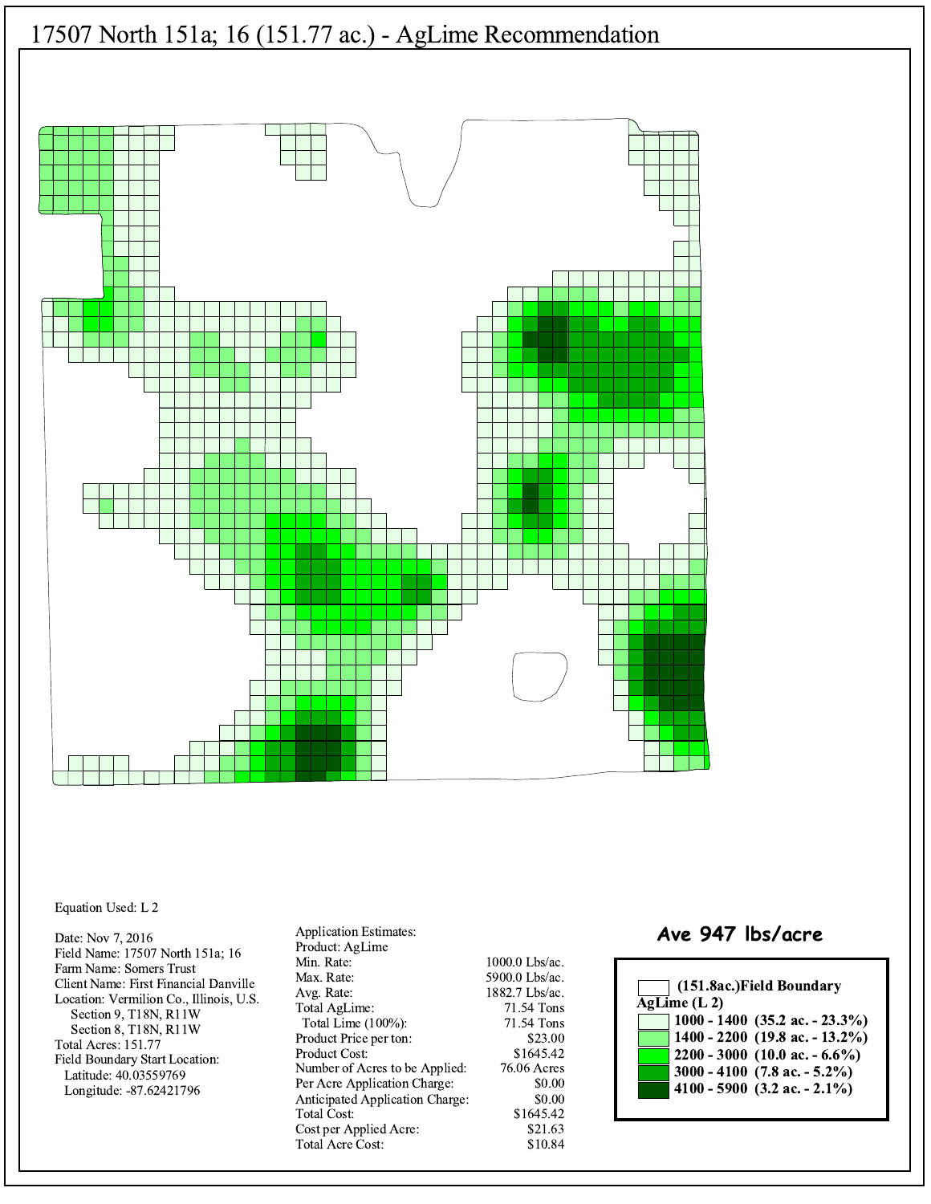# 17507 North 151a; 16 (151.77 ac.) - AgLime Recommendation

Equation Used: L 2

Date: Nov 7, 2016
Field Name: 17507 North 151a; 16
Farm Name: Somers Trust
Client Name: First Financial Danville
Location: Vermilion Co., Illinois, U.S.
Section 9, T18N, R11W
Section 8, T18N, R11W
Total Acres: 151.77
Field Boundary Start Location:
Latitude: 40.03559769
Longitude: -87.62421796

Application Estimates:

| | |
|---|---|
| Product: AgLime | |
| Min. Rate: | 1000.0 Lbs/ac. |
| Max. Rate: | 5900.0 Lbs/ac. |
| Avg. Rate: | 1882.7 Lbs/ac. |
| Total AgLime: | 71.54 Tons |
| Total Lime (100%): | 71.54 Tons |
| Product Price per ton: | $23.00 |
| Product Cost: | $1645.42 |
| Number of Acres to be Applied: | 76.06 Acres |
| Per Acre Application Charge: | $0.00 |
| Anticipated Application Charge: | $0.00 |
| Total Cost: | $1645.42 |
| Cost per Applied Acre: | $21.63 |
| Total Acre Cost: | $10.84 |

**Ave 947 lbs/acre**

**(151.8ac.)Field Boundary**

**AgLime (L 2)**

- **1000 - 1400 (35.2 ac. - 23.3%)**
- **1400 - 2200 (19.8 ac. - 13.2%)**
- **2200 - 3000 (10.0 ac. - 6.6%)**
- **3000 - 4100 (7.8 ac. - 5.2%)**
- **4100 - 5900 (3.2 ac. - 2.1%)**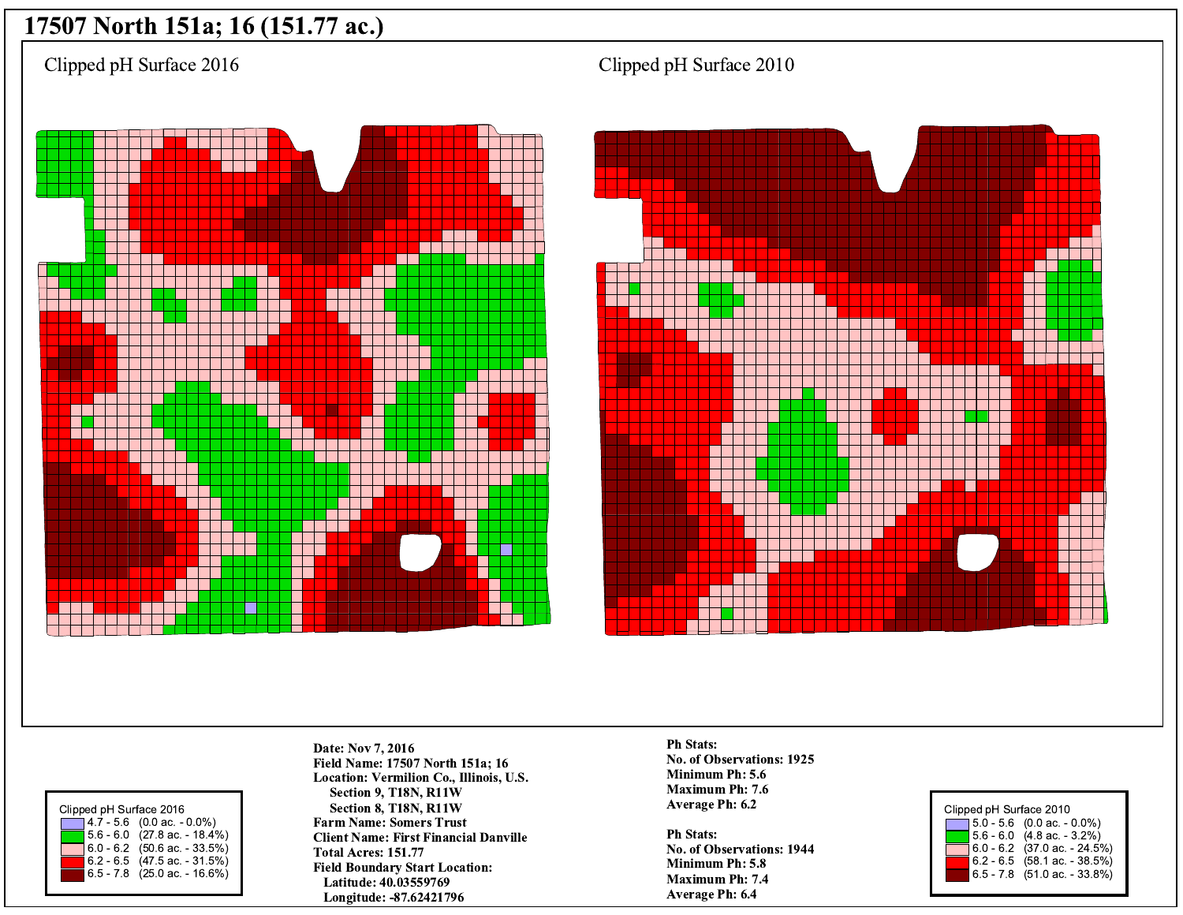# 17507 North 151a; 16 (151.77 ac.)

Clipped pH Surface 2016

Clipped pH Surface 2010

| Clipped pH Surface 2016 | |
|---|---|
| 4.7 - 5.6 | (0.0 ac. - 0.0%) |
| 5.6 - 6.0 | (27.8 ac. - 18.4%) |
| 6.0 - 6.2 | (50.6 ac. - 33.5%) |
| 6.2 - 6.5 | (47.5 ac. - 31.5%) |
| 6.5 - 7.8 | (25.0 ac. - 16.6%) |

**Date: Nov 7, 2016**
**Field Name: 17507 North 151a; 16**
**Location: Vermilion Co., Illinois, U.S.**
**Section 9, T18N, R11W**
**Section 8, T18N, R11W**
**Farm Name: Somers Trust**
**Client Name: First Financial Danville**
**Total Acres: 151.77**
**Field Boundary Start Location:**
**Latitude: 40.03559769**
**Longitude: -87.62421796**

**Ph Stats:**
**No. of Observations: 1925**
**Minimum Ph: 5.6**
**Maximum Ph: 7.6**
**Average Ph: 6.2**

**Ph Stats:**
**No. of Observations: 1944**
**Minimum Ph: 5.8**
**Maximum Ph: 7.4**
**Average Ph: 6.4**

| Clipped pH Surface 2010 | |
|---|---|
| 5.0 - 5.6 | (0.0 ac. - 0.0%) |
| 5.6 - 6.0 | (4.8 ac. - 3.2%) |
| 6.0 - 6.2 | (37.0 ac. - 24.5%) |
| 6.2 - 6.5 | (58.1 ac. - 38.5%) |
| 6.5 - 7.8 | (51.0 ac. - 33.8%) |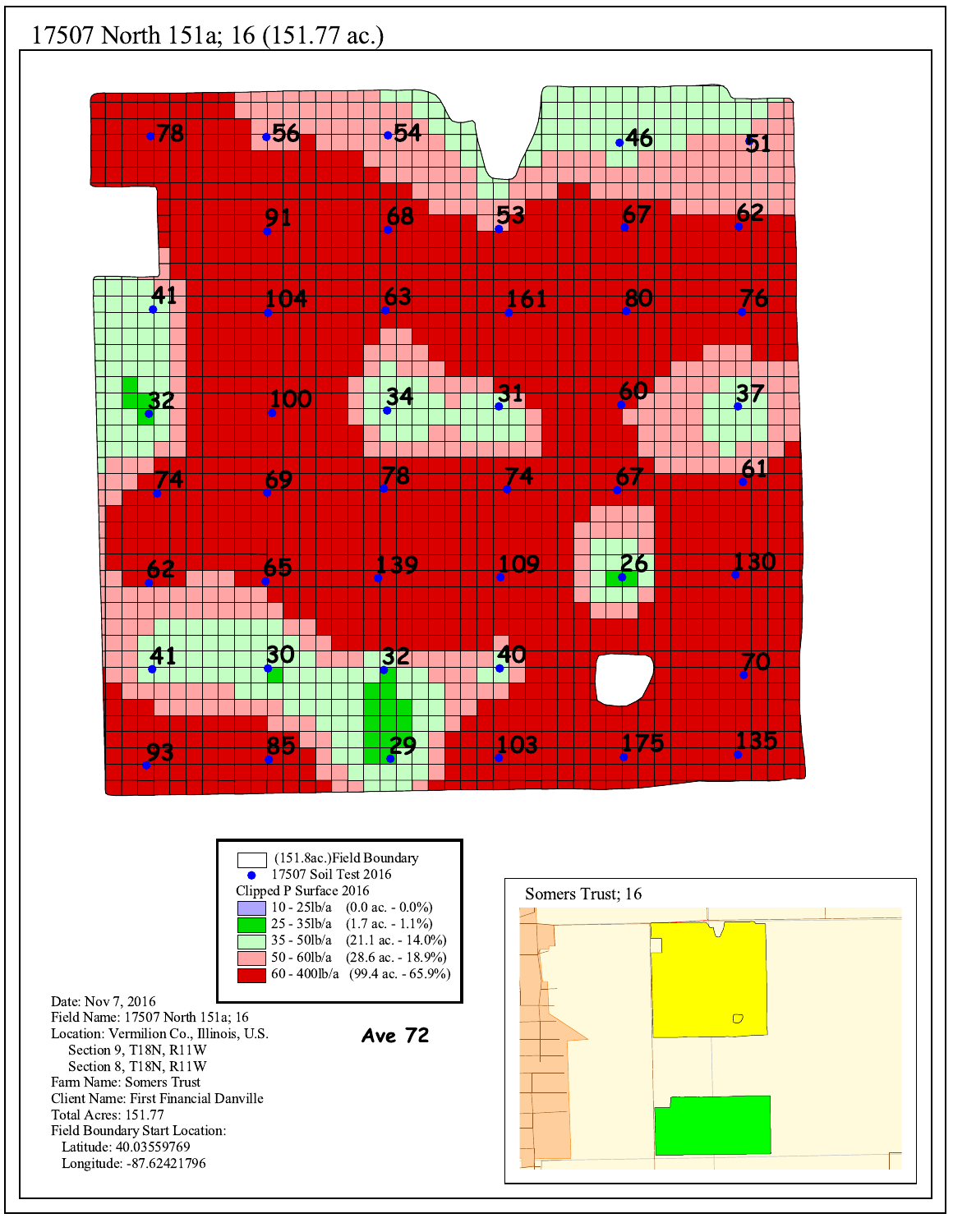# 17507 North 151a; 16 (151.77 ac.)

| | |
|---|---|
| | (151.8ac.)Field Boundary |
| | 17507 Soil Test 2016 |
| Clipped P Surface 2016 | |
| 10 - 25lb/a | (0.0 ac. - 0.0%) |
| 25 - 35lb/a | (1.7 ac. - 1.1%) |
| 35 - 50lb/a | (21.1 ac. - 14.0%) |
| 50 - 60lb/a | (28.6 ac. - 18.9%) |
| 60 - 400lb/a | (99.4 ac. - 65.9%) |

**Ave 72**

Date: Nov 7, 2016
Field Name: 17507 North 151a; 16
Location: Vermilion Co., Illinois, U.S.
Section 9, T18N, R11W
Section 8, T18N, R11W
Farm Name: Somers Trust
Client Name: First Financial Danville
Total Acres: 151.77
Field Boundary Start Location:
Latitude: 40.03559769
Longitude: -87.62421796

Somers Trust; 16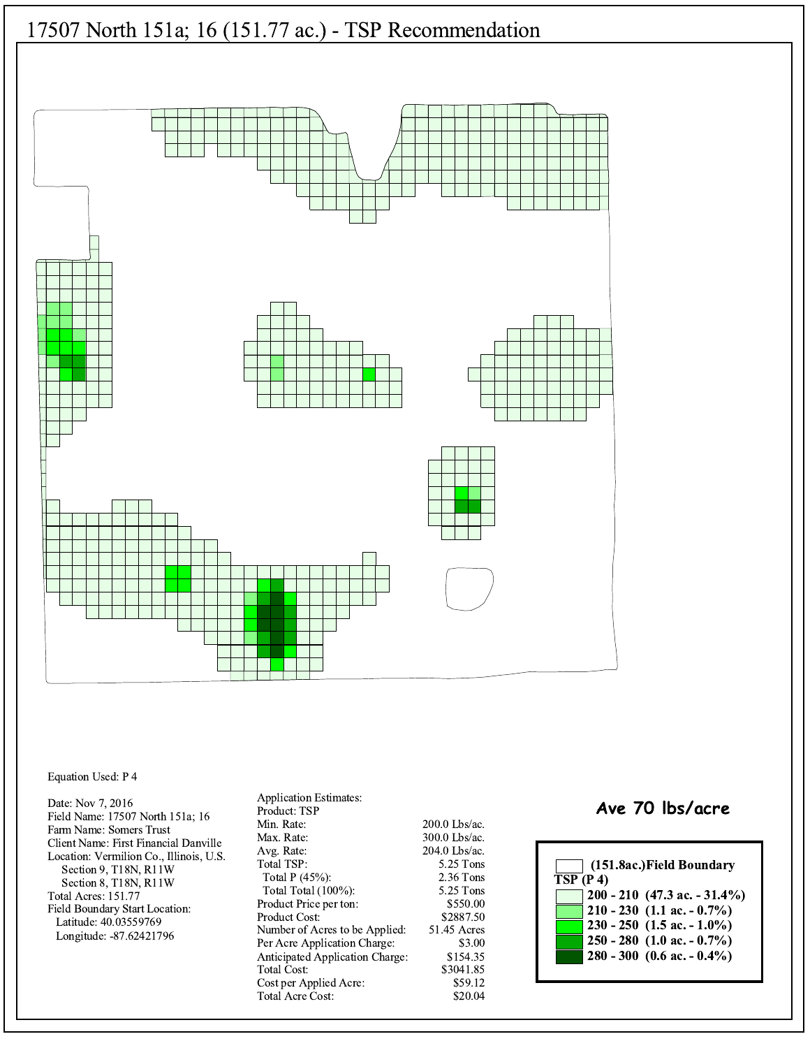# 17507 North 151a; 16 (151.77 ac.) - TSP Recommendation

Equation Used: P 4

Date: Nov 7, 2016
Field Name: 17507 North 151a; 16
Farm Name: Somers Trust
Client Name: First Financial Danville
Location: Vermilion Co., Illinois, U.S.
Section 9, T18N, R11W
Section 8, T18N, R11W
Total Acres: 151.77
Field Boundary Start Location:
Latitude: 40.03559769
Longitude: -87.62421796

| Application Estimates: | |
|---|---|
| Product: TSP | |
| Min. Rate: | 200.0 Lbs/ac. |
| Max. Rate: | 300.0 Lbs/ac. |
| Avg. Rate: | 204.0 Lbs/ac. |
| Total TSP: | 5.25 Tons |
| Total P (45%): | 2.36 Tons |
| Total Total (100%): | 5.25 Tons |
| Product Price per ton: | $550.00 |
| Product Cost: | $2887.50 |
| Number of Acres to be Applied: | 51.45 Acres |
| Per Acre Application Charge: | $3.00 |
| Anticipated Application Charge: | $154.35 |
| Total Cost: | $3041.85 |
| Cost per Applied Acre: | $59.12 |
| Total Acre Cost: | $20.04 |

**Ave 70 lbs/acre**

**(151.8ac.)Field Boundary**

**TSP (P 4)**

- **200 - 210 (47.3 ac. - 31.4%)**
- **210 - 230 (1.1 ac. - 0.7%)**
- **230 - 250 (1.5 ac. - 1.0%)**
- **250 - 280 (1.0 ac. - 0.7%)**
- **280 - 300 (0.6 ac. - 0.4%)**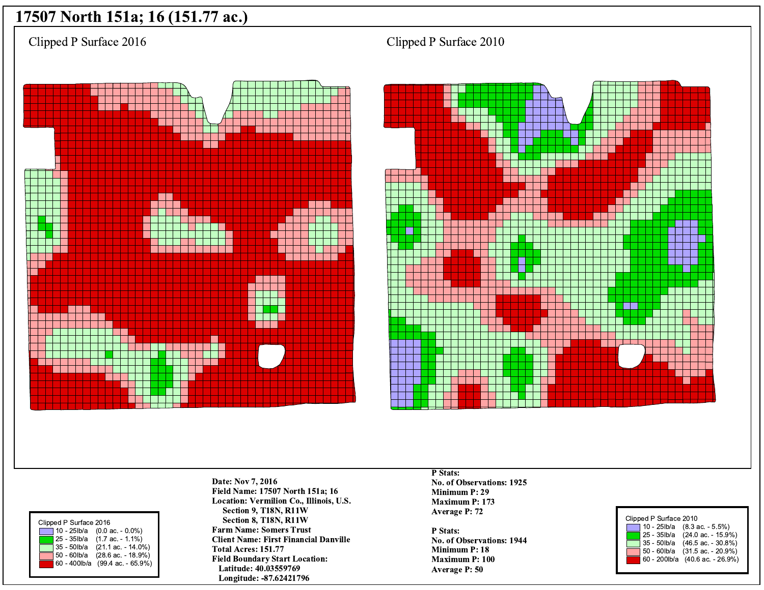# 17507 North 151a; 16 (151.77 ac.)

Clipped P Surface 2016

Clipped P Surface 2010

| Clipped P Surface 2016 | |
|---|---|
| 10 - 25lb/a | (0.0 ac. - 0.0%) |
| 25 - 35lb/a | (1.7 ac. - 1.1%) |
| 35 - 50lb/a | (21.1 ac. - 14.0%) |
| 50 - 60lb/a | (28.6 ac. - 18.9%) |
| 60 - 400lb/a | (99.4 ac. - 65.9%) |

**Date: Nov 7, 2016**
**Field Name: 17507 North 151a; 16**
**Location: Vermilion Co., Illinois, U.S.**
**Section 9, T18N, R11W**
**Section 8, T18N, R11W**
**Farm Name: Somers Trust**
**Client Name: First Financial Danville**
**Total Acres: 151.77**
**Field Boundary Start Location:**
**Latitude: 40.03559769**
**Longitude: -87.62421796**

**P Stats:**
**No. of Observations: 1925**
**Minimum P: 29**
**Maximum P: 173**
**Average P: 72**

**P Stats:**
**No. of Observations: 1944**
**Minimum P: 18**
**Maximum P: 100**
**Average P: 50**

| Clipped P Surface 2010 | |
|---|---|
| 10 - 25lb/a | (8.3 ac. - 5.5%) |
| 25 - 35lb/a | (24.0 ac. - 15.9%) |
| 35 - 50lb/a | (46.5 ac. - 30.8%) |
| 50 - 60lb/a | (31.5 ac. - 20.9%) |
| 60 - 200lb/a | (40.6 ac. - 26.9%) |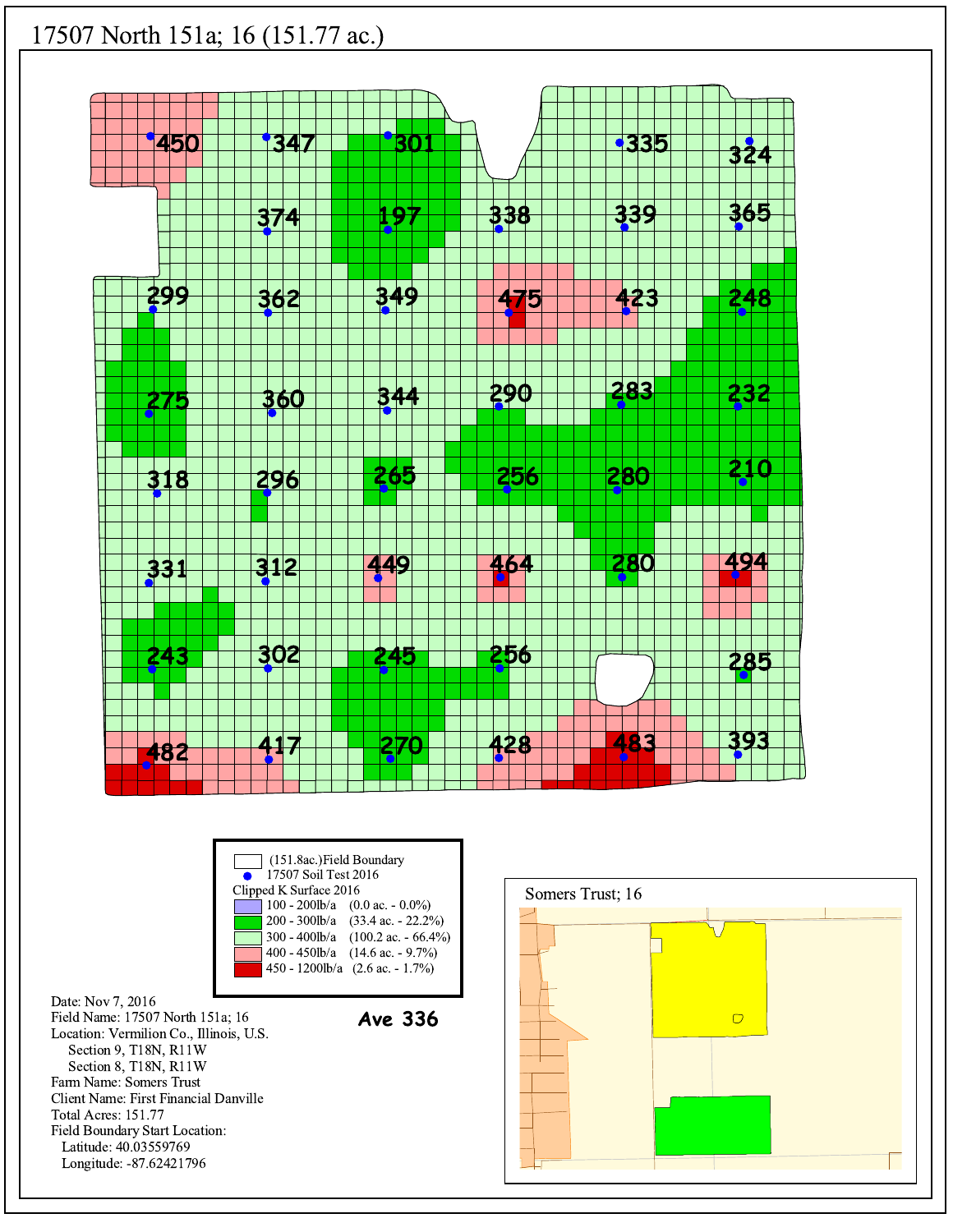# 17507 North 151a; 16 (151.77 ac.)

450 347 301 335 324
374 197 338 339 365
299 362 349 475 423 248
275 360 344 290 283 232
318 296 265 256 280 210
331 312 449 464 280 494
243 302 245 256 285
482 417 270 428 483 393

| Legend | |
|---|---|
| (151.8ac.)Field Boundary | |
| 17507 Soil Test 2016 | |
| Clipped K Surface 2016 | |
| 100 - 200lb/a | (0.0 ac. - 0.0%) |
| 200 - 300lb/a | (33.4 ac. - 22.2%) |
| 300 - 400lb/a | (100.2 ac. - 66.4%) |
| 400 - 450lb/a | (14.6 ac. - 9.7%) |
| 450 - 1200lb/a | (2.6 ac. - 1.7%) |

**Ave 336**

Date: Nov 7, 2016
Field Name: 17507 North 151a; 16
Location: Vermilion Co., Illinois, U.S.
Section 9, T18N, R11W
Section 8, T18N, R11W
Farm Name: Somers Trust
Client Name: First Financial Danville
Total Acres: 151.77
Field Boundary Start Location:
Latitude: 40.03559769
Longitude: -87.62421796

Somers Trust; 16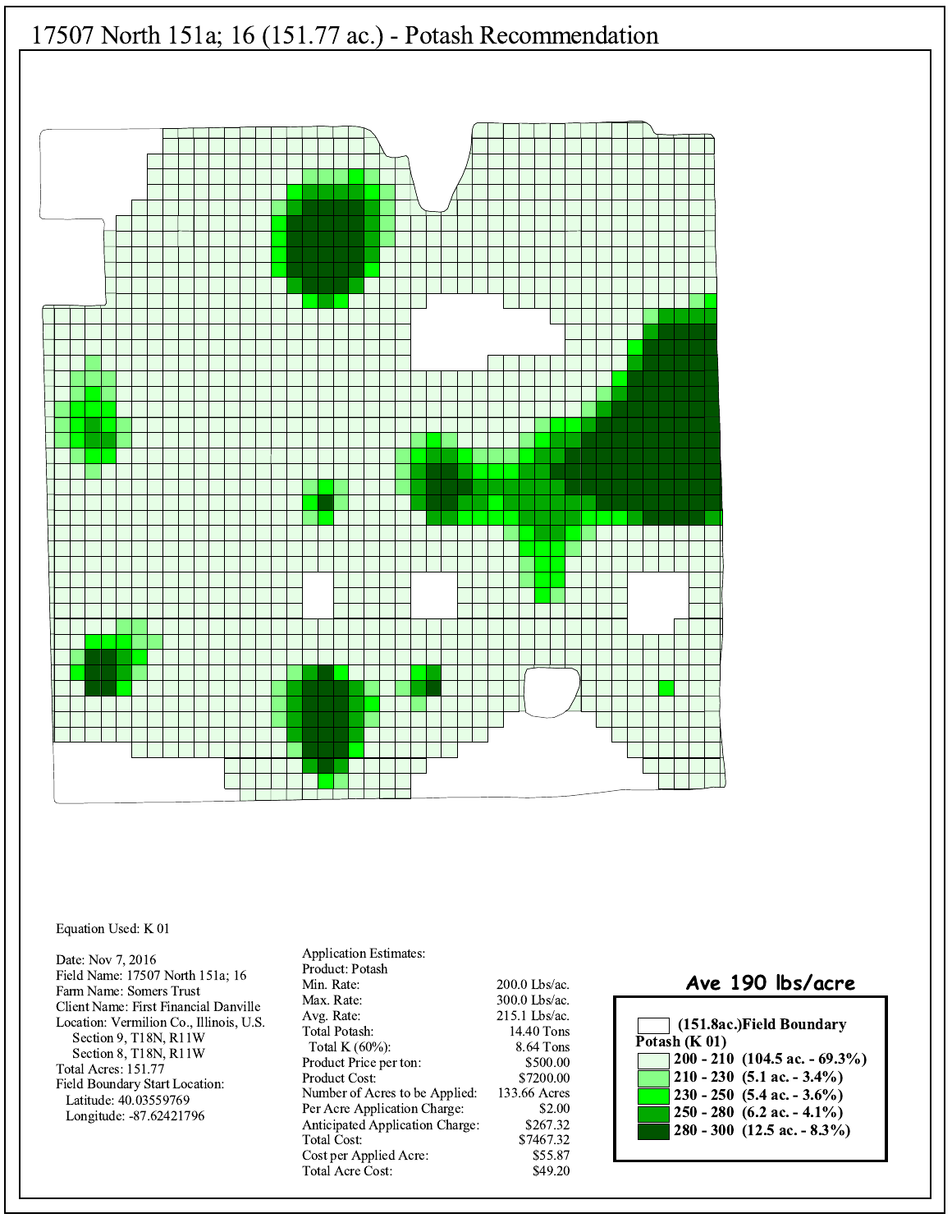# 17507 North 151a; 16 (151.77 ac.) - Potash Recommendation

Equation Used: K 01

Date: Nov 7, 2016
Field Name: 17507 North 151a; 16
Farm Name: Somers Trust
Client Name: First Financial Danville
Location: Vermilion Co., Illinois, U.S.
Section 9, T18N, R11W
Section 8, T18N, R11W
Total Acres: 151.77
Field Boundary Start Location:
Latitude: 40.03559769
Longitude: -87.62421796

Application Estimates:
Product: Potash

| | |
|---|---|
| Min. Rate: | 200.0 Lbs/ac. |
| Max. Rate: | 300.0 Lbs/ac. |
| Avg. Rate: | 215.1 Lbs/ac. |
| Total Potash: | 14.40 Tons |
| Total K (60%): | 8.64 Tons |
| Product Price per ton: | $500.00 |
| Product Cost: | $7200.00 |
| Number of Acres to be Applied: | 133.66 Acres |
| Per Acre Application Charge: | $2.00 |
| Anticipated Application Charge: | $267.32 |
| Total Cost: | $7467.32 |
| Cost per Applied Acre: | $55.87 |
| Total Acre Cost: | $49.20 |

**Ave 190 lbs/acre**

**(151.8ac.)Field Boundary**

**Potash (K 01)**

- **200 - 210 (104.5 ac. - 69.3%)**
- **210 - 230 (5.1 ac. - 3.4%)**
- **230 - 250 (5.4 ac. - 3.6%)**
- **250 - 280 (6.2 ac. - 4.1%)**
- **280 - 300 (12.5 ac. - 8.3%)**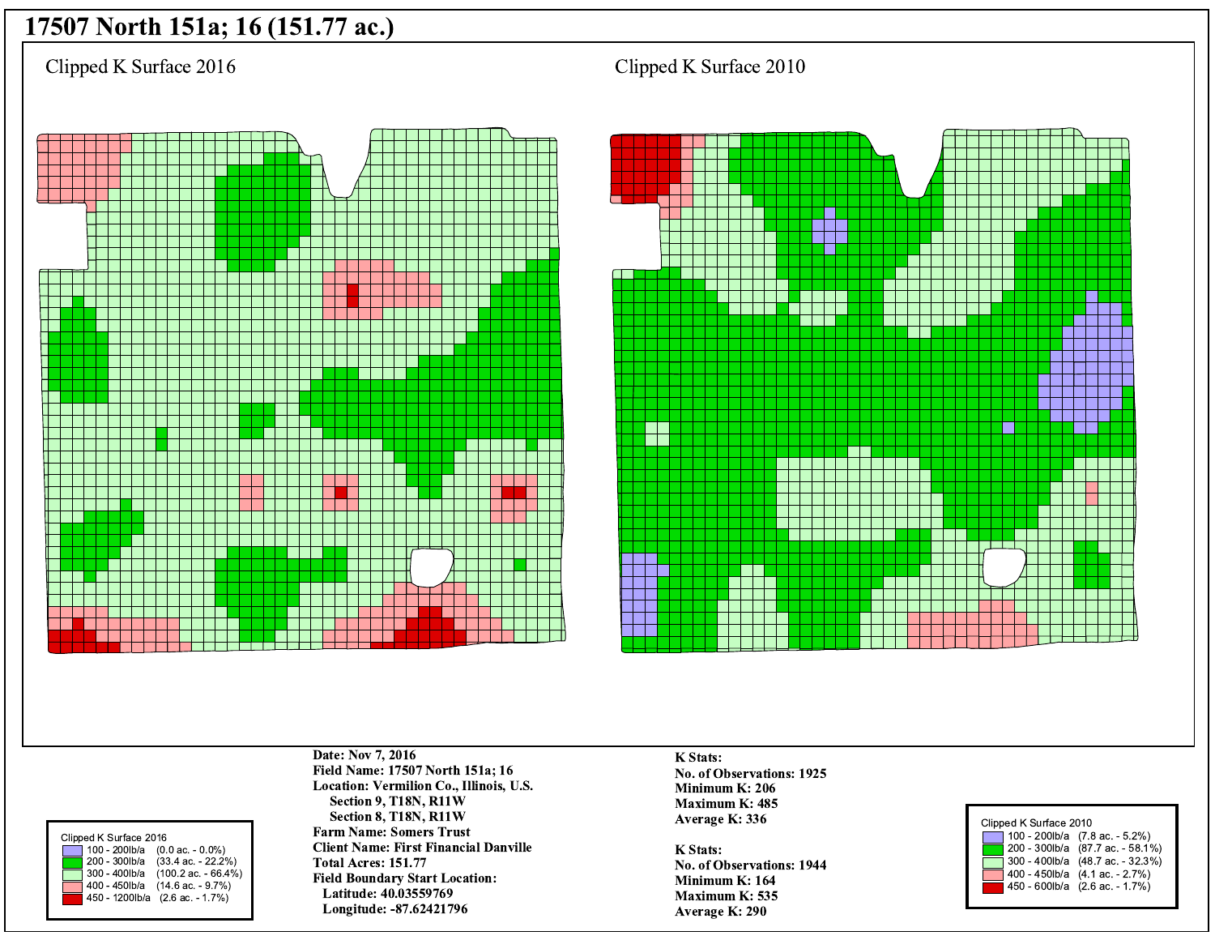# 17507 North 151a; 16 (151.77 ac.)

Clipped K Surface 2016

Clipped K Surface 2010

Clipped K Surface 2016
100 - 200lb/a (0.0 ac. - 0.0%)
200 - 300lb/a (33.4 ac. - 22.2%)
300 - 400lb/a (100.2 ac. - 66.4%)
400 - 450lb/a (14.6 ac. - 9.7%)
450 - 1200lb/a (2.6 ac. - 1.7%)

**Date: Nov 7, 2016**
**Field Name: 17507 North 151a; 16**
**Location: Vermilion Co., Illinois, U.S.**
**Section 9, T18N, R11W**
**Section 8, T18N, R11W**
**Farm Name: Somers Trust**
**Client Name: First Financial Danville**
**Total Acres: 151.77**
**Field Boundary Start Location:**
**Latitude: 40.03559769**
**Longitude: -87.62421796**

**K Stats:**
**No. of Observations: 1925**
**Minimum K: 206**
**Maximum K: 485**
**Average K: 336**

**K Stats:**
**No. of Observations: 1944**
**Minimum K: 164**
**Maximum K: 535**
**Average K: 290**

Clipped K Surface 2010
100 - 200lb/a (7.8 ac. - 5.2%)
200 - 300lb/a (87.7 ac. - 58.1%)
300 - 400lb/a (48.7 ac. - 32.3%)
400 - 450lb/a (4.1 ac. - 2.7%)
450 - 600lb/a (2.6 ac. - 1.7%)